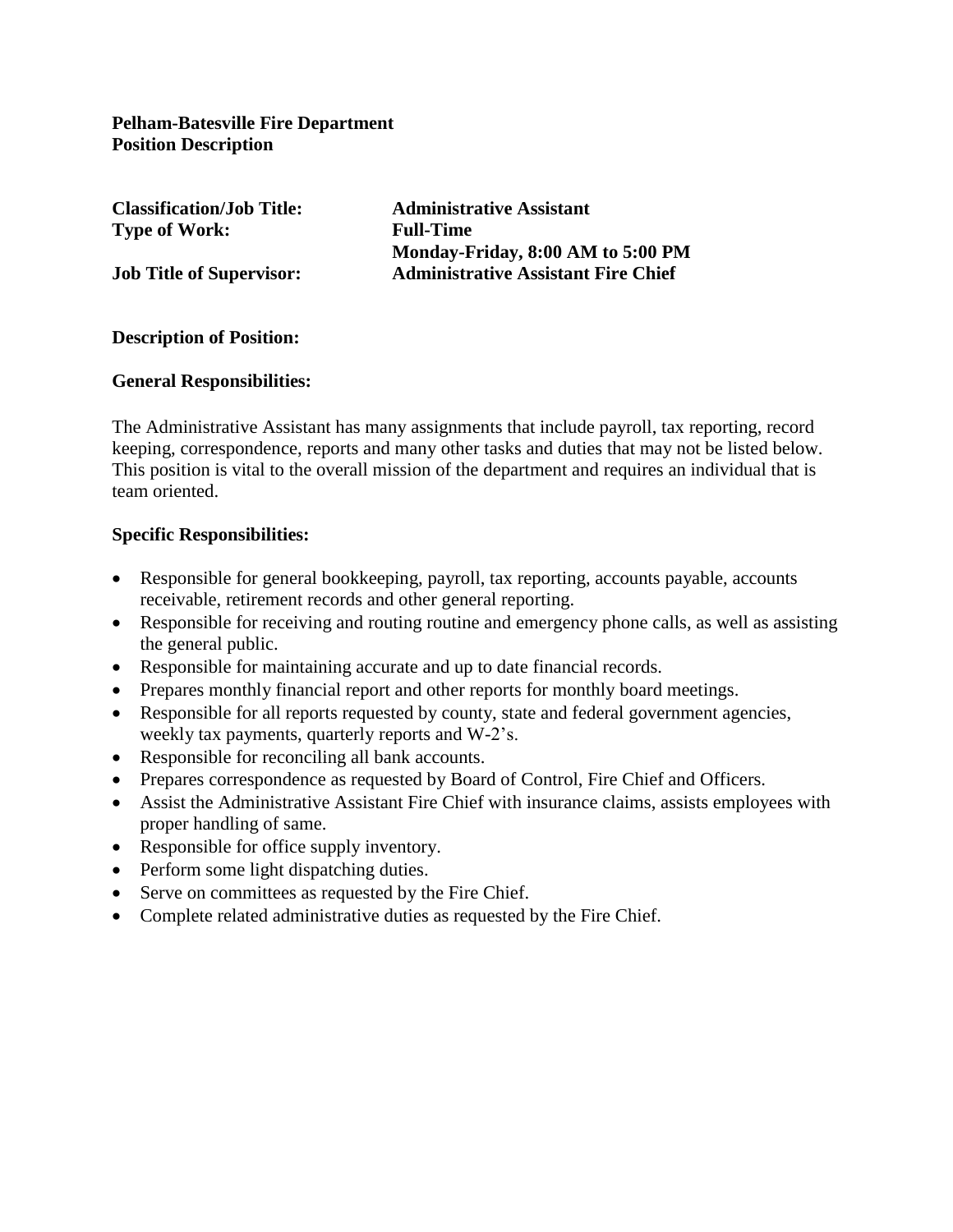**Pelham-Batesville Fire Department**
**Position Description**

| | |
|---|---|
| **Classification/Job Title:** | **Administrative Assistant** |
| **Type of Work:** | **Full-Time** |
| | **Monday-Friday, 8:00 AM to 5:00 PM** |
| **Job Title of Supervisor:** | **Administrative Assistant Fire Chief** |

**Description of Position:**

**General Responsibilities:**

The Administrative Assistant has many assignments that include payroll, tax reporting, record keeping, correspondence, reports and many other tasks and duties that may not be listed below. This position is vital to the overall mission of the department and requires an individual that is team oriented.

**Specific Responsibilities:**

- Responsible for general bookkeeping, payroll, tax reporting, accounts payable, accounts receivable, retirement records and other general reporting.
- Responsible for receiving and routing routine and emergency phone calls, as well as assisting the general public.
- Responsible for maintaining accurate and up to date financial records.
- Prepares monthly financial report and other reports for monthly board meetings.
- Responsible for all reports requested by county, state and federal government agencies, weekly tax payments, quarterly reports and W-2's.
- Responsible for reconciling all bank accounts.
- Prepares correspondence as requested by Board of Control, Fire Chief and Officers.
- Assist the Administrative Assistant Fire Chief with insurance claims, assists employees with proper handling of same.
- Responsible for office supply inventory.
- Perform some light dispatching duties.
- Serve on committees as requested by the Fire Chief.
- Complete related administrative duties as requested by the Fire Chief.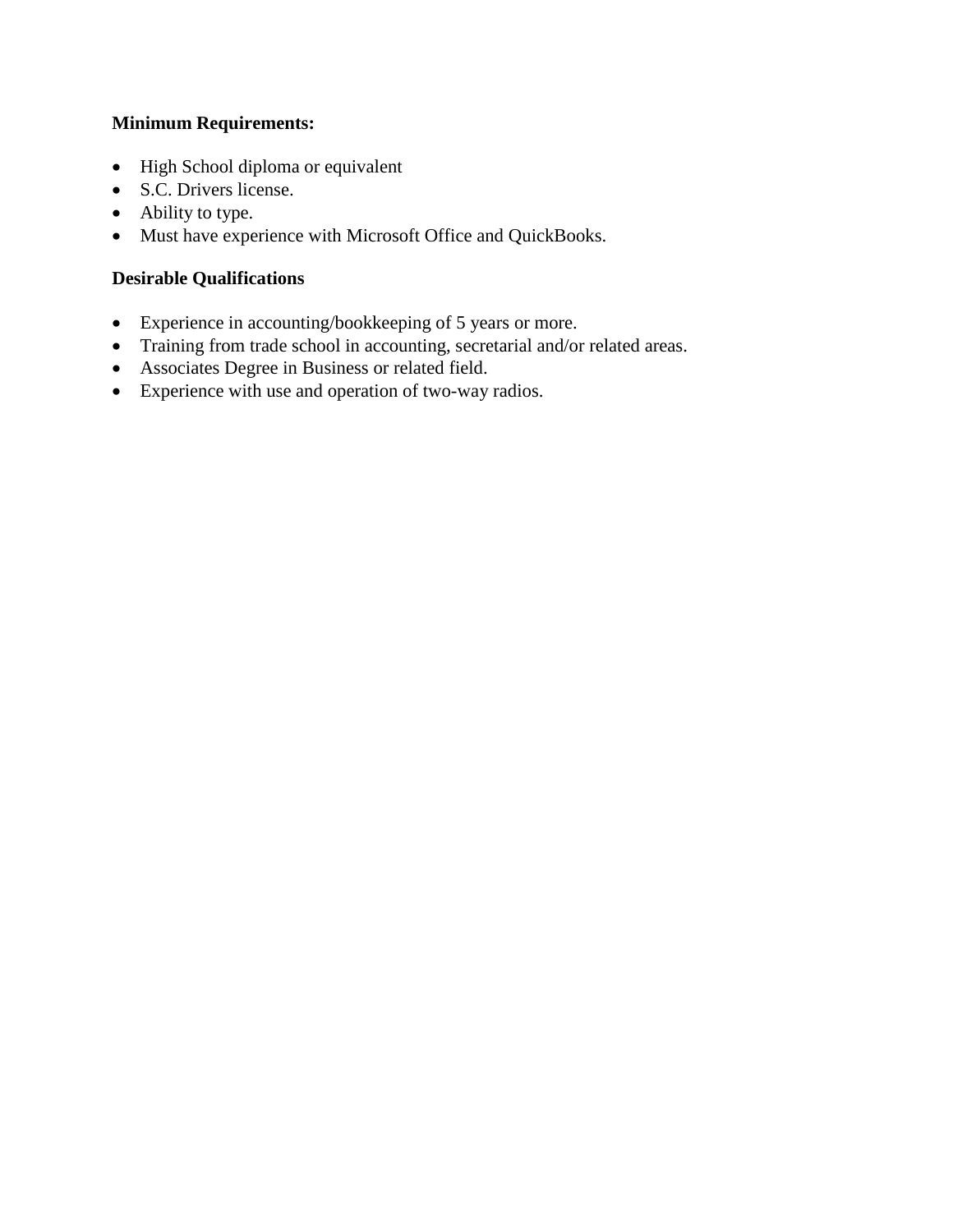**Minimum Requirements:**

- High School diploma or equivalent
- S.C. Drivers license.
- Ability to type.
- Must have experience with Microsoft Office and QuickBooks.

**Desirable Qualifications**

- Experience in accounting/bookkeeping of 5 years or more.
- Training from trade school in accounting, secretarial and/or related areas.
- Associates Degree in Business or related field.
- Experience with use and operation of two-way radios.